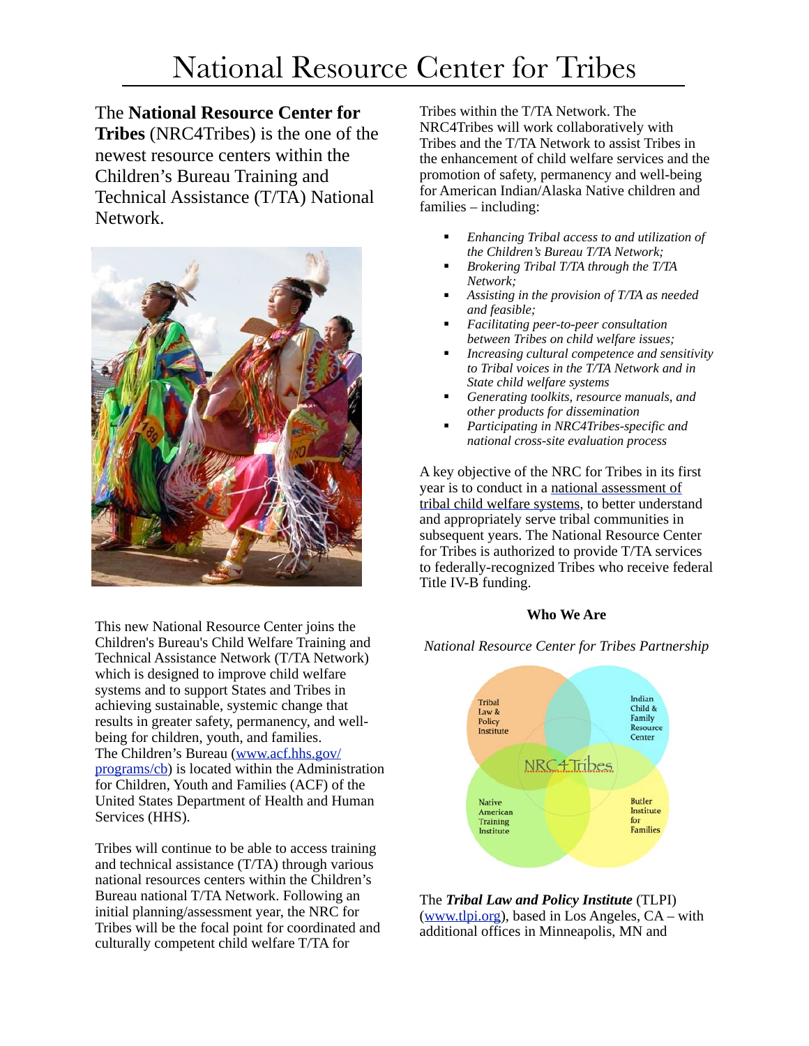# National Resource Center for Tribes

The **National Resource Center for Tribes** (NRC4Tribes) is the one of the newest resource centers within the Children's Bureau Training and Technical Assistance (T/TA) National Network.

This new National Resource Center joins the Children's Bureau's Child Welfare Training and Technical Assistance Network (T/TA Network) which is designed to improve child welfare systems and to support States and Tribes in achieving sustainable, systemic change that results in greater safety, permanency, and well-being for children, youth, and families. The Children's Bureau ([www.acf.hhs.gov/programs/cb](www.acf.hhs.gov/programs/cb)) is located within the Administration for Children, Youth and Families (ACF) of the United States Department of Health and Human Services (HHS).

Tribes will continue to be able to access training and technical assistance (T/TA) through various national resources centers within the Children's Bureau national T/TA Network. Following an initial planning/assessment year, the NRC for Tribes will be the focal point for coordinated and culturally competent child welfare T/TA for Tribes within the T/TA Network. The NRC4Tribes will work collaboratively with Tribes and the T/TA Network to assist Tribes in the enhancement of child welfare services and the promotion of safety, permanency and well-being for American Indian/Alaska Native children and families – including:

- *Enhancing Tribal access to and utilization of the Children's Bureau T/TA Network;*
- *Brokering Tribal T/TA through the T/TA Network;*
- *Assisting in the provision of T/TA as needed and feasible;*
- *Facilitating peer-to-peer consultation between Tribes on child welfare issues;*
- *Increasing cultural competence and sensitivity to Tribal voices in the T/TA Network and in State child welfare systems*
- *Generating toolkits, resource manuals, and other products for dissemination*
- *Participating in NRC4Tribes-specific and national cross-site evaluation process*

A key objective of the NRC for Tribes in its first year is to conduct in a national assessment of tribal child welfare systems, to better understand and appropriately serve tribal communities in subsequent years. The National Resource Center for Tribes is authorized to provide T/TA services to federally-recognized Tribes who receive federal Title IV-B funding.

**Who We Are**

*National Resource Center for Tribes Partnership*

NRC4Tribes: Tribal Law & Policy Institute; Indian Child & Family Resource Center; Native American Training Institute; Butler Institute for Families

The ***Tribal Law and Policy Institute*** (TLPI) ([www.tlpi.org](www.tlpi.org)), based in Los Angeles, CA – with additional offices in Minneapolis, MN and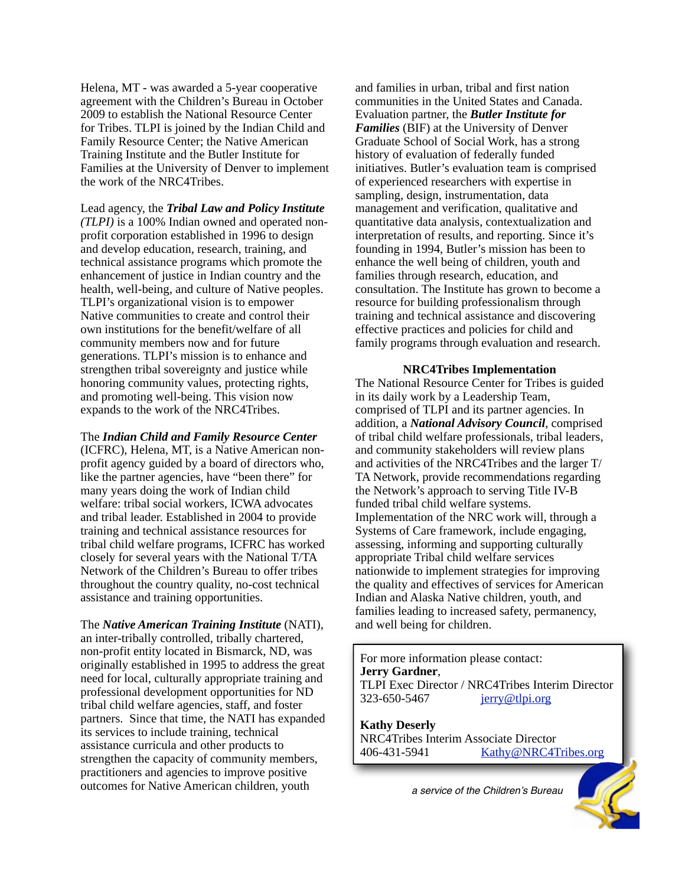Helena, MT - was awarded a 5-year cooperative agreement with the Children's Bureau in October 2009 to establish the National Resource Center for Tribes. TLPI is joined by the Indian Child and Family Resource Center; the Native American Training Institute and the Butler Institute for Families at the University of Denver to implement the work of the NRC4Tribes.

Lead agency, the ***Tribal Law and Policy Institute*** *(TLPI)* is a 100% Indian owned and operated non-profit corporation established in 1996 to design and develop education, research, training, and technical assistance programs which promote the enhancement of justice in Indian country and the health, well-being, and culture of Native peoples. TLPI's organizational vision is to empower Native communities to create and control their own institutions for the benefit/welfare of all community members now and for future generations. TLPI's mission is to enhance and strengthen tribal sovereignty and justice while honoring community values, protecting rights, and promoting well-being. This vision now expands to the work of the NRC4Tribes.

The ***Indian Child and Family Resource Center*** (ICFRC), Helena, MT, is a Native American non-profit agency guided by a board of directors who, like the partner agencies, have "been there" for many years doing the work of Indian child welfare: tribal social workers, ICWA advocates and tribal leader. Established in 2004 to provide training and technical assistance resources for tribal child welfare programs, ICFRC has worked closely for several years with the National T/TA Network of the Children's Bureau to offer tribes throughout the country quality, no-cost technical assistance and training opportunities.

The ***Native American Training Institute*** (NATI), an inter-tribally controlled, tribally chartered, non-profit entity located in Bismarck, ND, was originally established in 1995 to address the great need for local, culturally appropriate training and professional development opportunities for ND tribal child welfare agencies, staff, and foster partners. Since that time, the NATI has expanded its services to include training, technical assistance curricula and other products to strengthen the capacity of community members, practitioners and agencies to improve positive outcomes for Native American children, youth and families in urban, tribal and first nation communities in the United States and Canada.

Evaluation partner, the ***Butler Institute for Families*** (BIF) at the University of Denver Graduate School of Social Work, has a strong history of evaluation of federally funded initiatives. Butler's evaluation team is comprised of experienced researchers with expertise in sampling, design, instrumentation, data management and verification, qualitative and quantitative data analysis, contextualization and interpretation of results, and reporting. Since it's founding in 1994, Butler's mission has been to enhance the well being of children, youth and families through research, education, and consultation. The Institute has grown to become a resource for building professionalism through training and technical assistance and discovering effective practices and policies for child and family programs through evaluation and research.

## NRC4Tribes Implementation

The National Resource Center for Tribes is guided in its daily work by a Leadership Team, comprised of TLPI and its partner agencies. In addition, a ***National Advisory Council***, comprised of tribal child welfare professionals, tribal leaders, and community stakeholders will review plans and activities of the NRC4Tribes and the larger T/TA Network, provide recommendations regarding the Network's approach to serving Title IV-B funded tribal child welfare systems. Implementation of the NRC work will, through a Systems of Care framework, include engaging, assessing, informing and supporting culturally appropriate Tribal child welfare services nationwide to implement strategies for improving the quality and effectives of services for American Indian and Alaska Native children, youth, and families leading to increased safety, permanency, and well being for children.

For more information please contact:
**Jerry Gardner**,
TLPI Exec Director / NRC4Tribes Interim Director
323-650-5467 jerry@tlpi.org

**Kathy Deserly**
NRC4Tribes Interim Associate Director
406-431-5941 Kathy@NRC4Tribes.org

*a service of the Children's Bureau*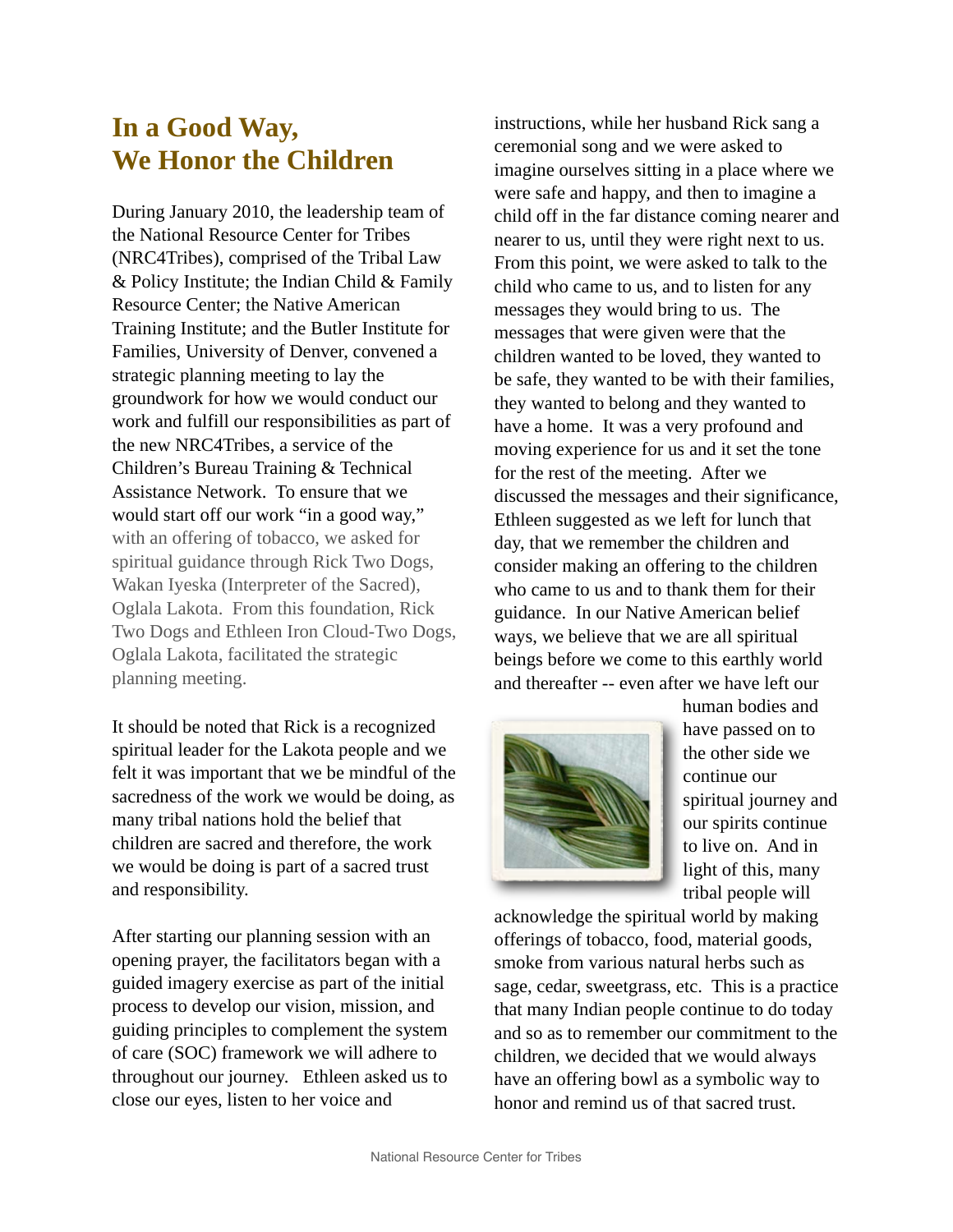## In a Good Way, We Honor the Children

During January 2010, the leadership team of the National Resource Center for Tribes (NRC4Tribes), comprised of the Tribal Law & Policy Institute; the Indian Child & Family Resource Center; the Native American Training Institute; and the Butler Institute for Families, University of Denver, convened a strategic planning meeting to lay the groundwork for how we would conduct our work and fulfill our responsibilities as part of the new NRC4Tribes, a service of the Children's Bureau Training & Technical Assistance Network. To ensure that we would start off our work "in a good way," with an offering of tobacco, we asked for spiritual guidance through Rick Two Dogs, Wakan Iyeska (Interpreter of the Sacred), Oglala Lakota. From this foundation, Rick Two Dogs and Ethleen Iron Cloud-Two Dogs, Oglala Lakota, facilitated the strategic planning meeting.

It should be noted that Rick is a recognized spiritual leader for the Lakota people and we felt it was important that we be mindful of the sacredness of the work we would be doing, as many tribal nations hold the belief that children are sacred and therefore, the work we would be doing is part of a sacred trust and responsibility.

After starting our planning session with an opening prayer, the facilitators began with a guided imagery exercise as part of the initial process to develop our vision, mission, and guiding principles to complement the system of care (SOC) framework we will adhere to throughout our journey. Ethleen asked us to close our eyes, listen to her voice and instructions, while her husband Rick sang a ceremonial song and we were asked to imagine ourselves sitting in a place where we were safe and happy, and then to imagine a child off in the far distance coming nearer and nearer to us, until they were right next to us. From this point, we were asked to talk to the child who came to us, and to listen for any messages they would bring to us. The messages that were given were that the children wanted to be loved, they wanted to be safe, they wanted to be with their families, they wanted to belong and they wanted to have a home. It was a very profound and moving experience for us and it set the tone for the rest of the meeting. After we discussed the messages and their significance, Ethleen suggested as we left for lunch that day, that we remember the children and consider making an offering to the children who came to us and to thank them for their guidance. In our Native American belief ways, we believe that we are all spiritual beings before we come to this earthly world and thereafter -- even after we have left our human bodies and have passed on to the other side we continue our spiritual journey and our spirits continue to live on. And in light of this, many tribal people will acknowledge the spiritual world by making offerings of tobacco, food, material goods, smoke from various natural herbs such as sage, cedar, sweetgrass, etc. This is a practice that many Indian people continue to do today and so as to remember our commitment to the children, we decided that we would always have an offering bowl as a symbolic way to honor and remind us of that sacred trust.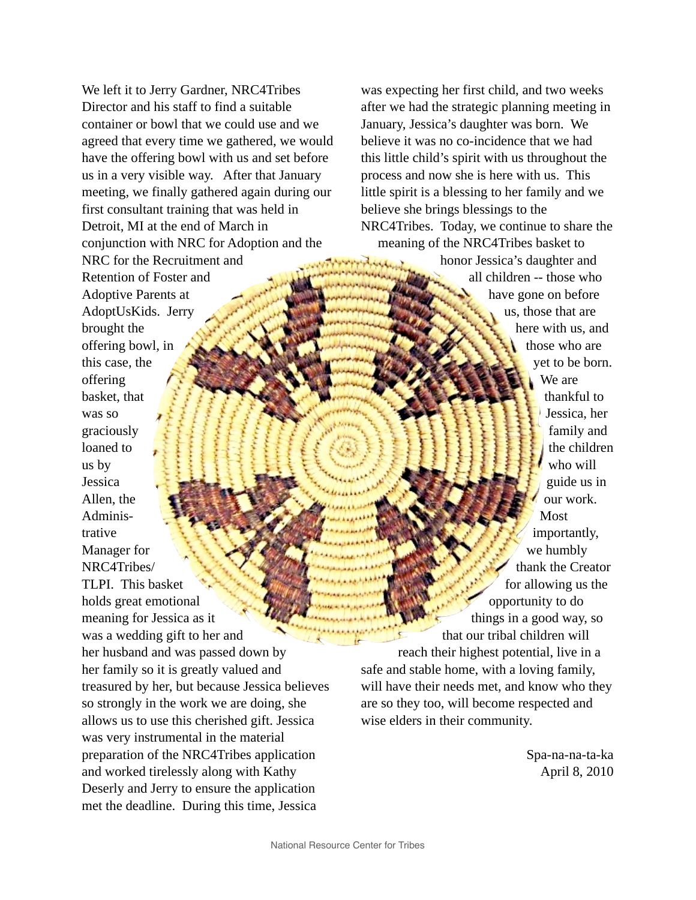We left it to Jerry Gardner, NRC4Tribes Director and his staff to find a suitable container or bowl that we could use and we agreed that every time we gathered, we would have the offering bowl with us and set before us in a very visible way. After that January meeting, we finally gathered again during our first consultant training that was held in Detroit, MI at the end of March in conjunction with NRC for Adoption and the NRC for the Recruitment and Retention of Foster and Adoptive Parents at AdoptUsKids. Jerry brought the offering bowl, in this case, the offering basket, that was so graciously loaned to us by Jessica Allen, the Administrative Manager for NRC4Tribes/TLPI. This basket holds great emotional meaning for Jessica as it was a wedding gift to her and her husband and was passed down by her family so it is greatly valued and treasured by her, but because Jessica believes so strongly in the work we are doing, she allows us to use this cherished gift. Jessica was very instrumental in the material preparation of the NRC4Tribes application and worked tirelessly along with Kathy Deserly and Jerry to ensure the application met the deadline. During this time, Jessica was expecting her first child, and two weeks after we had the strategic planning meeting in January, Jessica's daughter was born. We believe it was no co-incidence that we had this little child's spirit with us throughout the process and now she is here with us. This little spirit is a blessing to her family and we believe she brings blessings to the NRC4Tribes. Today, we continue to share the meaning of the NRC4Tribes basket to honor Jessica's daughter and all children -- those who have gone on before us, those that are here with us, and those who are yet to be born. We are thankful to Jessica, her family and the children who will guide us in our work. Most importantly, we humbly thank the Creator for allowing us the opportunity to do things in a good way, so that our tribal children will reach their highest potential, live in a safe and stable home, with a loving family, will have their needs met, and know who they are so they too, will become respected and wise elders in their community.

Spa-na-na-ta-ka
April 8, 2010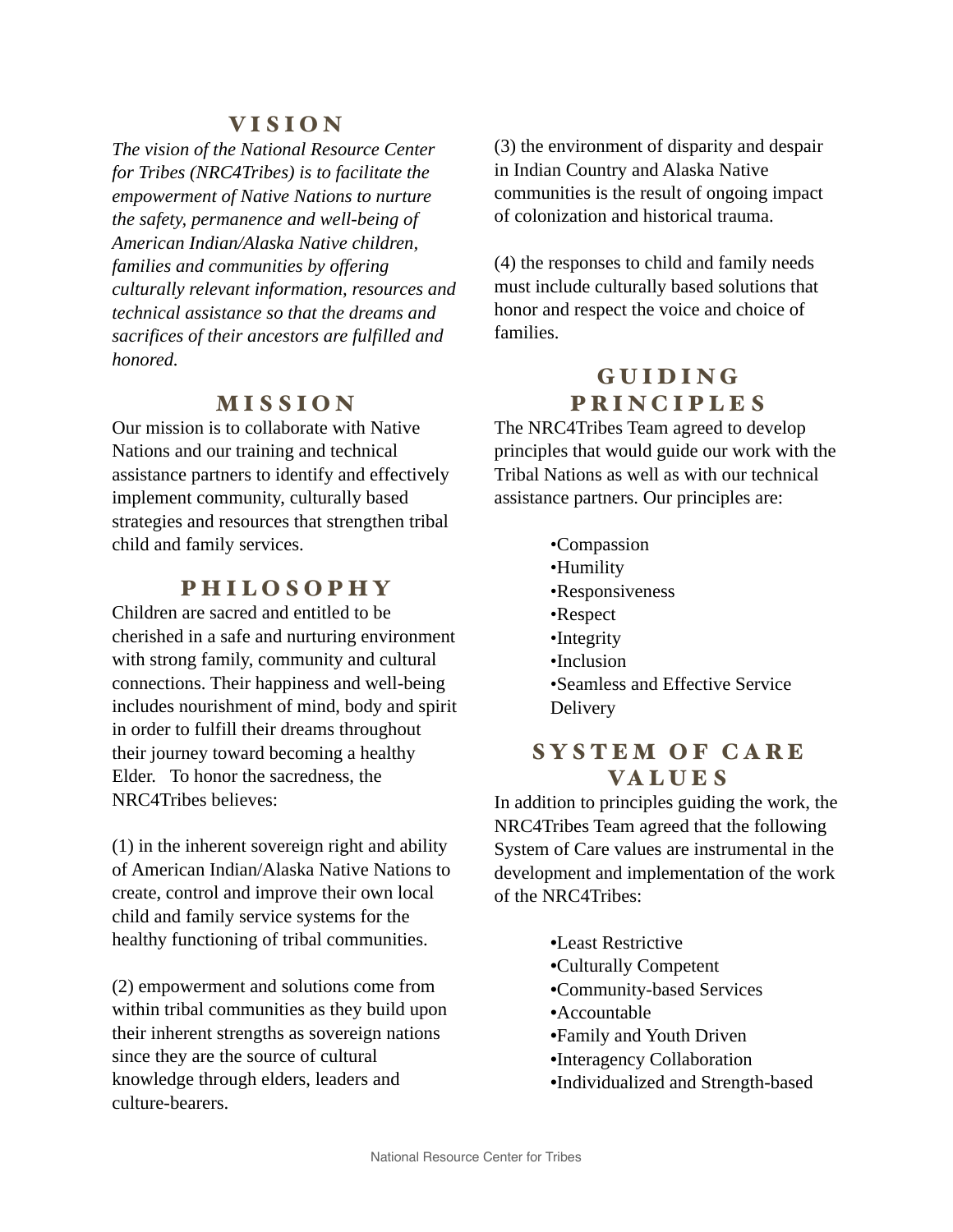## VISION

*The vision of the National Resource Center for Tribes (NRC4Tribes) is to facilitate the empowerment of Native Nations to nurture the safety, permanence and well-being of American Indian/Alaska Native children, families and communities by offering culturally relevant information, resources and technical assistance so that the dreams and sacrifices of their ancestors are fulfilled and honored.*

## MISSION

Our mission is to collaborate with Native Nations and our training and technical assistance partners to identify and effectively implement community, culturally based strategies and resources that strengthen tribal child and family services.

## PHILOSOPHY

Children are sacred and entitled to be cherished in a safe and nurturing environment with strong family, community and cultural connections. Their happiness and well-being includes nourishment of mind, body and spirit in order to fulfill their dreams throughout their journey toward becoming a healthy Elder. To honor the sacredness, the NRC4Tribes believes:

(1) in the inherent sovereign right and ability of American Indian/Alaska Native Nations to create, control and improve their own local child and family service systems for the healthy functioning of tribal communities.

(2) empowerment and solutions come from within tribal communities as they build upon their inherent strengths as sovereign nations since they are the source of cultural knowledge through elders, leaders and culture-bearers.

(3) the environment of disparity and despair in Indian Country and Alaska Native communities is the result of ongoing impact of colonization and historical trauma.

(4) the responses to child and family needs must include culturally based solutions that honor and respect the voice and choice of families.

## GUIDING PRINCIPLES

The NRC4Tribes Team agreed to develop principles that would guide our work with the Tribal Nations as well as with our technical assistance partners. Our principles are:

- Compassion
- Humility
- Responsiveness
- Respect
- Integrity
- Inclusion
- Seamless and Effective Service Delivery

## SYSTEM OF CARE VALUES

In addition to principles guiding the work, the NRC4Tribes Team agreed that the following System of Care values are instrumental in the development and implementation of the work of the NRC4Tribes:

- Least Restrictive
- Culturally Competent
- Community-based Services
- Accountable
- Family and Youth Driven
- Interagency Collaboration
- Individualized and Strength-based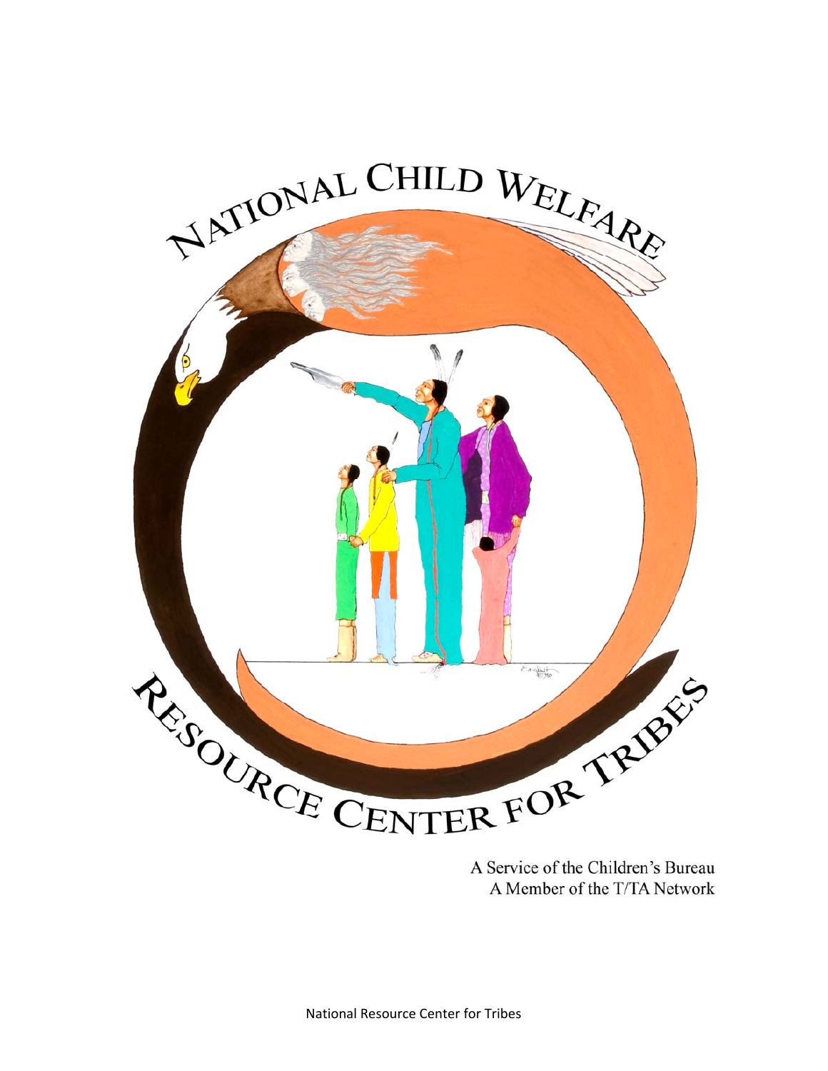NATIONAL CHILD WELFARE RESOURCE CENTER FOR TRIBES

A Service of the Children's Bureau
A Member of the T/TA Network